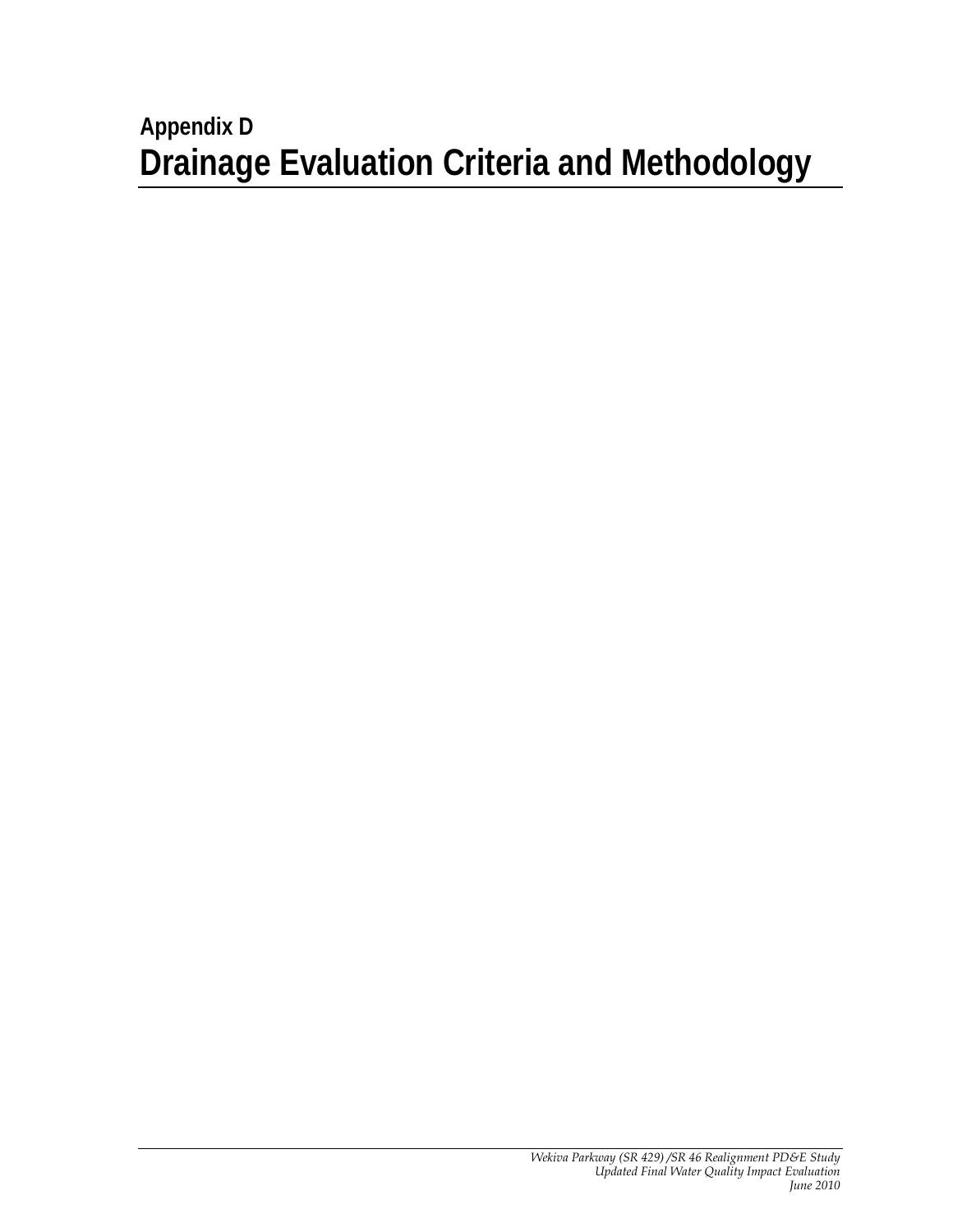## Appendix D

# Drainage Evaluation Criteria and Methodology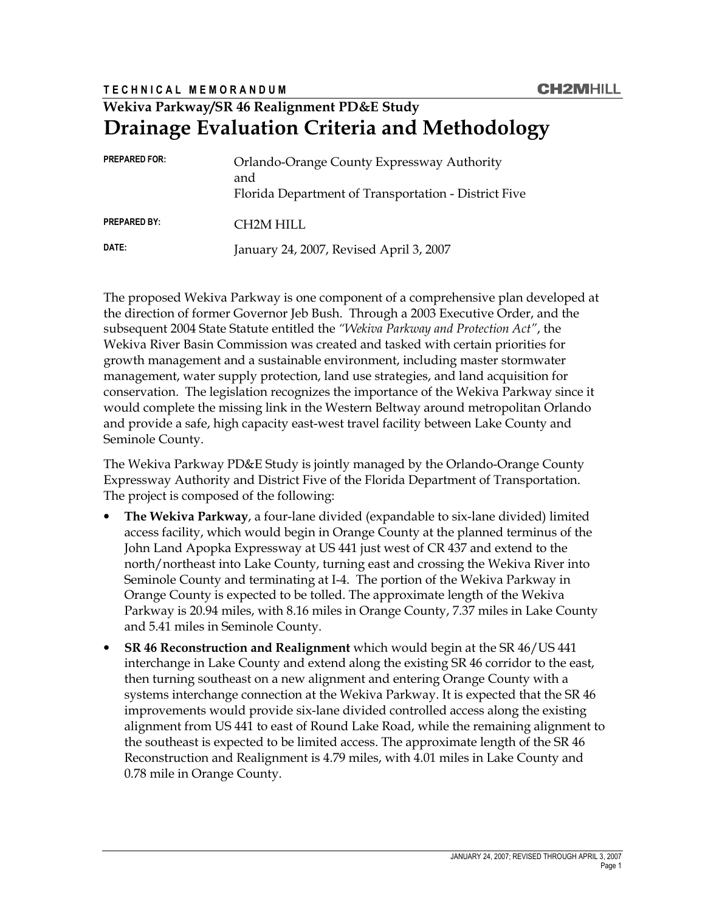**TECHNICAL MEMORANDUM**

**CH2MHILL**

**Wekiva Parkway/SR 46 Realignment PD&E Study**

# Drainage Evaluation Criteria and Methodology

| | |
|---|---|
| **PREPARED FOR:** | Orlando-Orange County Expressway Authority and Florida Department of Transportation - District Five |
| **PREPARED BY:** | CH2M HILL |
| **DATE:** | January 24, 2007, Revised April 3, 2007 |

The proposed Wekiva Parkway is one component of a comprehensive plan developed at the direction of former Governor Jeb Bush. Through a 2003 Executive Order, and the subsequent 2004 State Statute entitled the *"Wekiva Parkway and Protection Act"*, the Wekiva River Basin Commission was created and tasked with certain priorities for growth management and a sustainable environment, including master stormwater management, water supply protection, land use strategies, and land acquisition for conservation. The legislation recognizes the importance of the Wekiva Parkway since it would complete the missing link in the Western Beltway around metropolitan Orlando and provide a safe, high capacity east-west travel facility between Lake County and Seminole County.

The Wekiva Parkway PD&E Study is jointly managed by the Orlando-Orange County Expressway Authority and District Five of the Florida Department of Transportation. The project is composed of the following:

- **The Wekiva Parkway**, a four-lane divided (expandable to six-lane divided) limited access facility, which would begin in Orange County at the planned terminus of the John Land Apopka Expressway at US 441 just west of CR 437 and extend to the north/northeast into Lake County, turning east and crossing the Wekiva River into Seminole County and terminating at I-4. The portion of the Wekiva Parkway in Orange County is expected to be tolled. The approximate length of the Wekiva Parkway is 20.94 miles, with 8.16 miles in Orange County, 7.37 miles in Lake County and 5.41 miles in Seminole County.
- **SR 46 Reconstruction and Realignment** which would begin at the SR 46/US 441 interchange in Lake County and extend along the existing SR 46 corridor to the east, then turning southeast on a new alignment and entering Orange County with a systems interchange connection at the Wekiva Parkway. It is expected that the SR 46 improvements would provide six-lane divided controlled access along the existing alignment from US 441 to east of Round Lake Road, while the remaining alignment to the southeast is expected to be limited access. The approximate length of the SR 46 Reconstruction and Realignment is 4.79 miles, with 4.01 miles in Lake County and 0.78 mile in Orange County.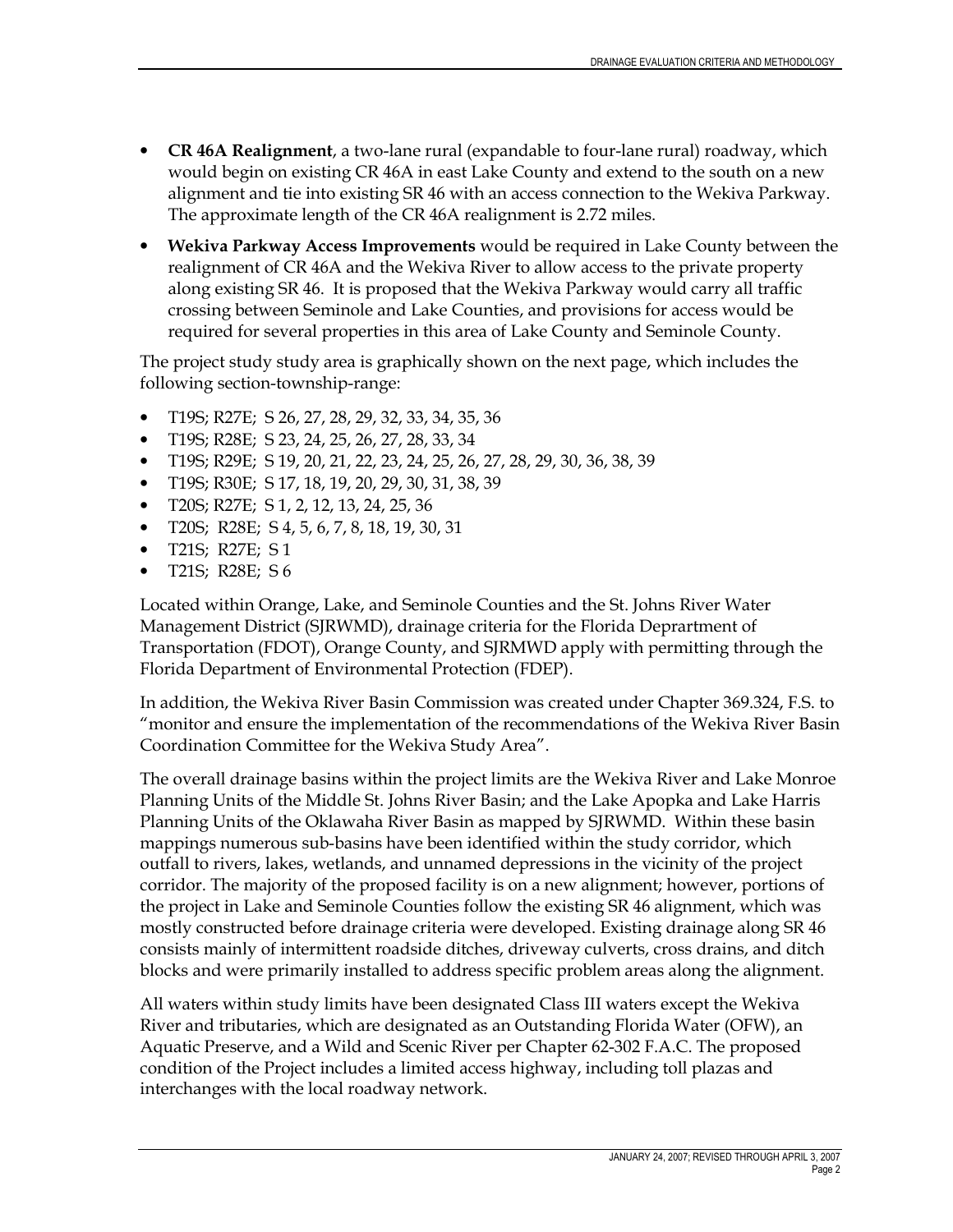- **CR 46A Realignment**, a two-lane rural (expandable to four-lane rural) roadway, which would begin on existing CR 46A in east Lake County and extend to the south on a new alignment and tie into existing SR 46 with an access connection to the Wekiva Parkway. The approximate length of the CR 46A realignment is 2.72 miles.
- **Wekiva Parkway Access Improvements** would be required in Lake County between the realignment of CR 46A and the Wekiva River to allow access to the private property along existing SR 46. It is proposed that the Wekiva Parkway would carry all traffic crossing between Seminole and Lake Counties, and provisions for access would be required for several properties in this area of Lake County and Seminole County.

The project study study area is graphically shown on the next page, which includes the following section-township-range:

- T19S; R27E; S 26, 27, 28, 29, 32, 33, 34, 35, 36
- T19S; R28E; S 23, 24, 25, 26, 27, 28, 33, 34
- T19S; R29E; S 19, 20, 21, 22, 23, 24, 25, 26, 27, 28, 29, 30, 36, 38, 39
- T19S; R30E; S 17, 18, 19, 20, 29, 30, 31, 38, 39
- T20S; R27E; S 1, 2, 12, 13, 24, 25, 36
- T20S; R28E; S 4, 5, 6, 7, 8, 18, 19, 30, 31
- T21S; R27E; S 1
- T21S; R28E; S 6

Located within Orange, Lake, and Seminole Counties and the St. Johns River Water Management District (SJRWMD), drainage criteria for the Florida Deprartment of Transportation (FDOT), Orange County, and SJRMWD apply with permitting through the Florida Department of Environmental Protection (FDEP).

In addition, the Wekiva River Basin Commission was created under Chapter 369.324, F.S. to "monitor and ensure the implementation of the recommendations of the Wekiva River Basin Coordination Committee for the Wekiva Study Area".

The overall drainage basins within the project limits are the Wekiva River and Lake Monroe Planning Units of the Middle St. Johns River Basin; and the Lake Apopka and Lake Harris Planning Units of the Oklawaha River Basin as mapped by SJRWMD. Within these basin mappings numerous sub-basins have been identified within the study corridor, which outfall to rivers, lakes, wetlands, and unnamed depressions in the vicinity of the project corridor. The majority of the proposed facility is on a new alignment; however, portions of the project in Lake and Seminole Counties follow the existing SR 46 alignment, which was mostly constructed before drainage criteria were developed. Existing drainage along SR 46 consists mainly of intermittent roadside ditches, driveway culverts, cross drains, and ditch blocks and were primarily installed to address specific problem areas along the alignment.

All waters within study limits have been designated Class III waters except the Wekiva River and tributaries, which are designated as an Outstanding Florida Water (OFW), an Aquatic Preserve, and a Wild and Scenic River per Chapter 62-302 F.A.C. The proposed condition of the Project includes a limited access highway, including toll plazas and interchanges with the local roadway network.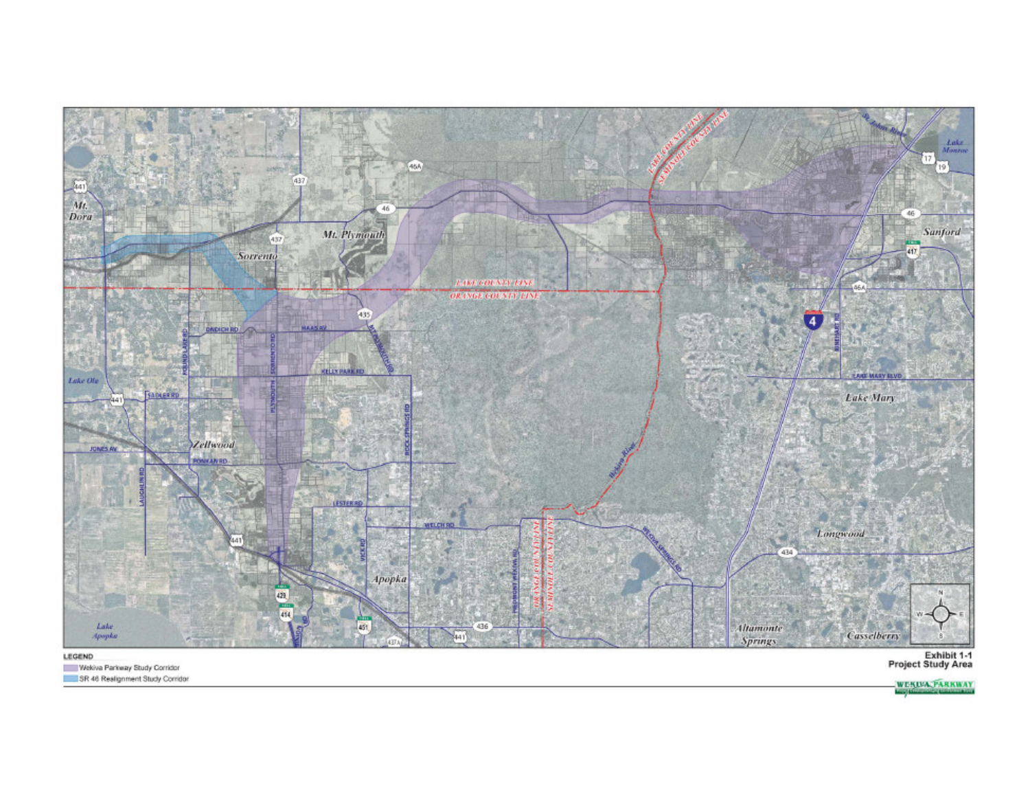LEGEND

- Wekiva Parkway Study Corridor
- SR 46 Realignment Study Corridor

**Exhibit 1-1**
**Project Study Area**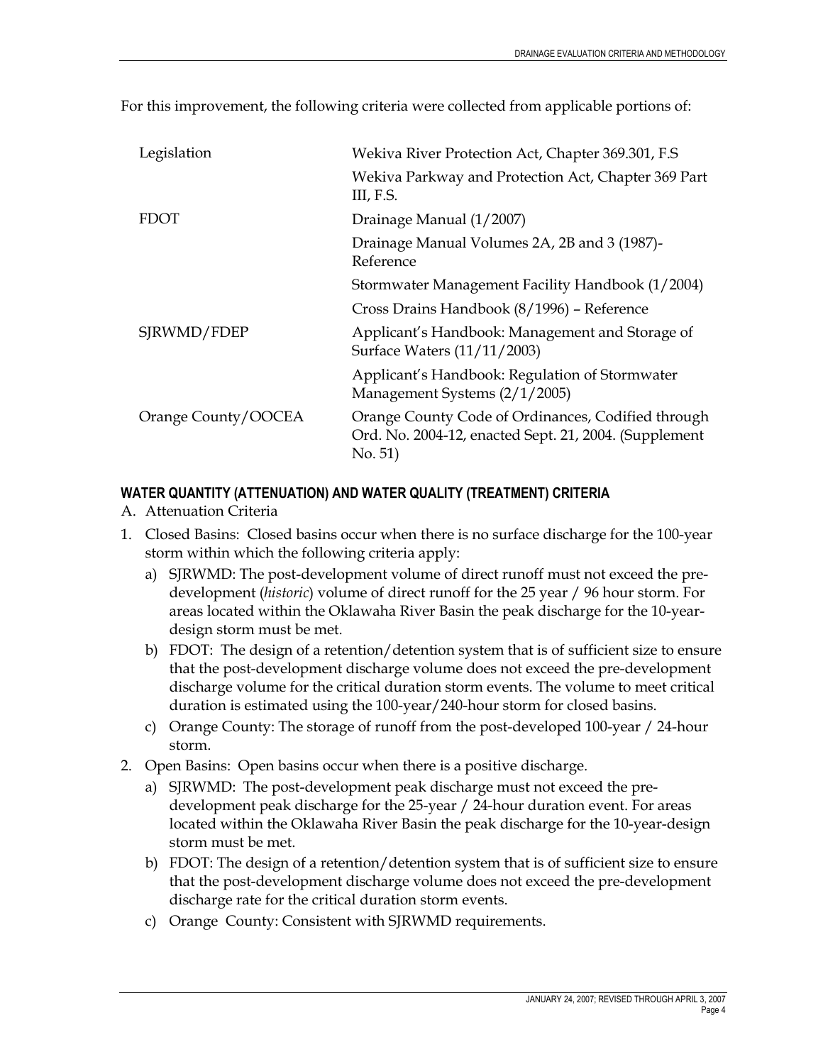For this improvement, the following criteria were collected from applicable portions of:

| | |
|---|---|
| Legislation | Wekiva River Protection Act, Chapter 369.301, F.S |
| | Wekiva Parkway and Protection Act, Chapter 369 Part III, F.S. |
| FDOT | Drainage Manual (1/2007) |
| | Drainage Manual Volumes 2A, 2B and 3 (1987)- Reference |
| | Stormwater Management Facility Handbook (1/2004) |
| | Cross Drains Handbook (8/1996) – Reference |
| SJRWMD/FDEP | Applicant's Handbook: Management and Storage of Surface Waters (11/11/2003) |
| | Applicant's Handbook: Regulation of Stormwater Management Systems (2/1/2005) |
| Orange County/OOCEA | Orange County Code of Ordinances, Codified through Ord. No. 2004-12, enacted Sept. 21, 2004. (Supplement No. 51) |

## WATER QUANTITY (ATTENUATION) AND WATER QUALITY (TREATMENT) CRITERIA

A. Attenuation Criteria

1. Closed Basins: Closed basins occur when there is no surface discharge for the 100-year storm within which the following criteria apply:
   a) SJRWMD: The post-development volume of direct runoff must not exceed the pre-development (*historic*) volume of direct runoff for the 25 year / 96 hour storm. For areas located within the Oklawaha River Basin the peak discharge for the 10-year-design storm must be met.
   b) FDOT: The design of a retention/detention system that is of sufficient size to ensure that the post-development discharge volume does not exceed the pre-development discharge volume for the critical duration storm events. The volume to meet critical duration is estimated using the 100-year/240-hour storm for closed basins.
   c) Orange County: The storage of runoff from the post-developed 100-year / 24-hour storm.
2. Open Basins: Open basins occur when there is a positive discharge.
   a) SJRWMD: The post-development peak discharge must not exceed the pre-development peak discharge for the 25-year / 24-hour duration event. For areas located within the Oklawaha River Basin the peak discharge for the 10-year-design storm must be met.
   b) FDOT: The design of a retention/detention system that is of sufficient size to ensure that the post-development discharge volume does not exceed the pre-development discharge rate for the critical duration storm events.
   c) Orange County: Consistent with SJRWMD requirements.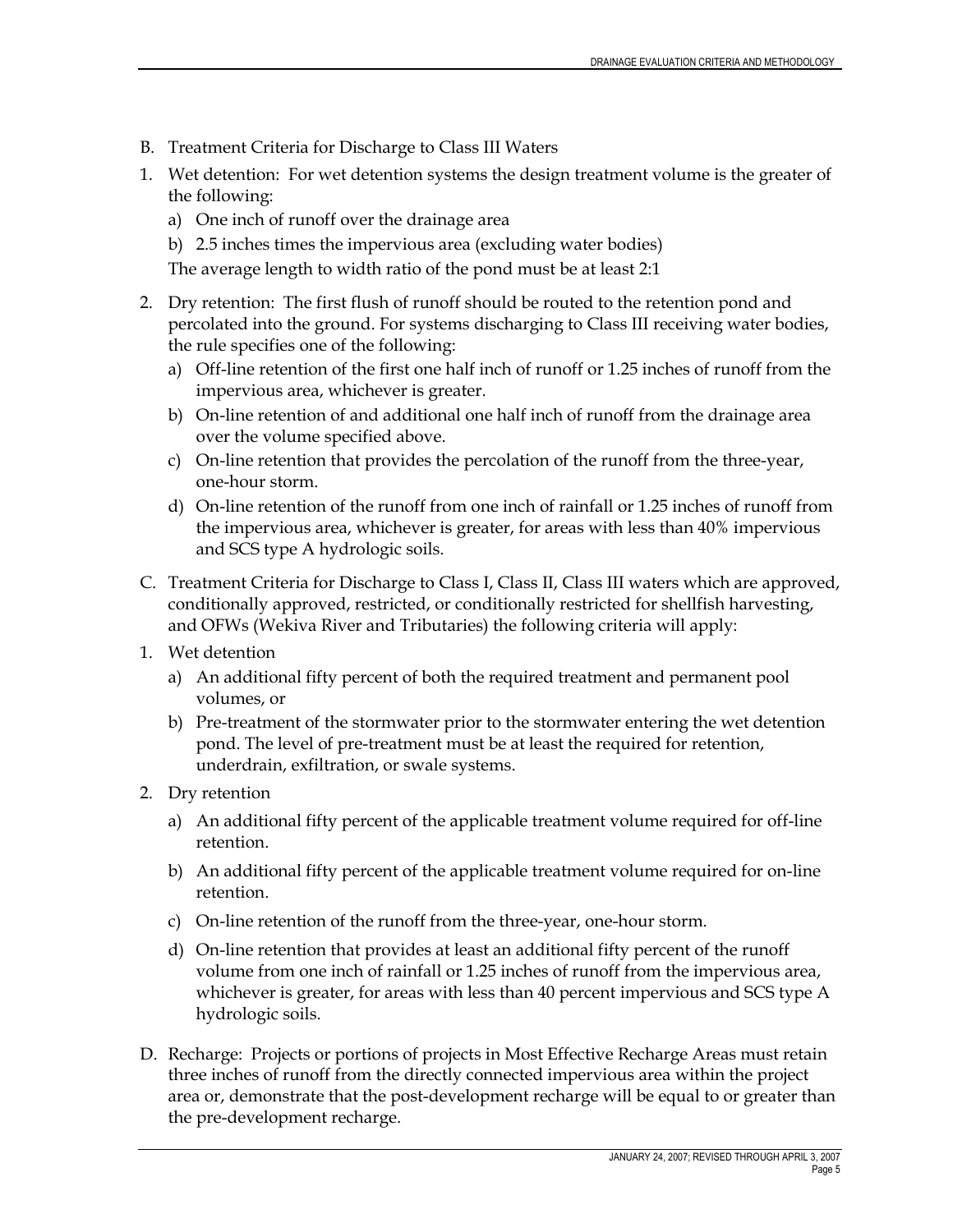B. Treatment Criteria for Discharge to Class III Waters

1. Wet detention: For wet detention systems the design treatment volume is the greater of the following:
   a) One inch of runoff over the drainage area
   b) 2.5 inches times the impervious area (excluding water bodies)

   The average length to width ratio of the pond must be at least 2:1

2. Dry retention: The first flush of runoff should be routed to the retention pond and percolated into the ground. For systems discharging to Class III receiving water bodies, the rule specifies one of the following:
   a) Off-line retention of the first one half inch of runoff or 1.25 inches of runoff from the impervious area, whichever is greater.
   b) On-line retention of and additional one half inch of runoff from the drainage area over the volume specified above.
   c) On-line retention that provides the percolation of the runoff from the three-year, one-hour storm.
   d) On-line retention of the runoff from one inch of rainfall or 1.25 inches of runoff from the impervious area, whichever is greater, for areas with less than 40% impervious and SCS type A hydrologic soils.

C. Treatment Criteria for Discharge to Class I, Class II, Class III waters which are approved, conditionally approved, restricted, or conditionally restricted for shellfish harvesting, and OFWs (Wekiva River and Tributaries) the following criteria will apply:

1. Wet detention
   a) An additional fifty percent of both the required treatment and permanent pool volumes, or
   b) Pre-treatment of the stormwater prior to the stormwater entering the wet detention pond. The level of pre-treatment must be at least the required for retention, underdrain, exfiltration, or swale systems.

2. Dry retention
   a) An additional fifty percent of the applicable treatment volume required for off-line retention.
   b) An additional fifty percent of the applicable treatment volume required for on-line retention.
   c) On-line retention of the runoff from the three-year, one-hour storm.
   d) On-line retention that provides at least an additional fifty percent of the runoff volume from one inch of rainfall or 1.25 inches of runoff from the impervious area, whichever is greater, for areas with less than 40 percent impervious and SCS type A hydrologic soils.

D. Recharge: Projects or portions of projects in Most Effective Recharge Areas must retain three inches of runoff from the directly connected impervious area within the project area or, demonstrate that the post-development recharge will be equal to or greater than the pre-development recharge.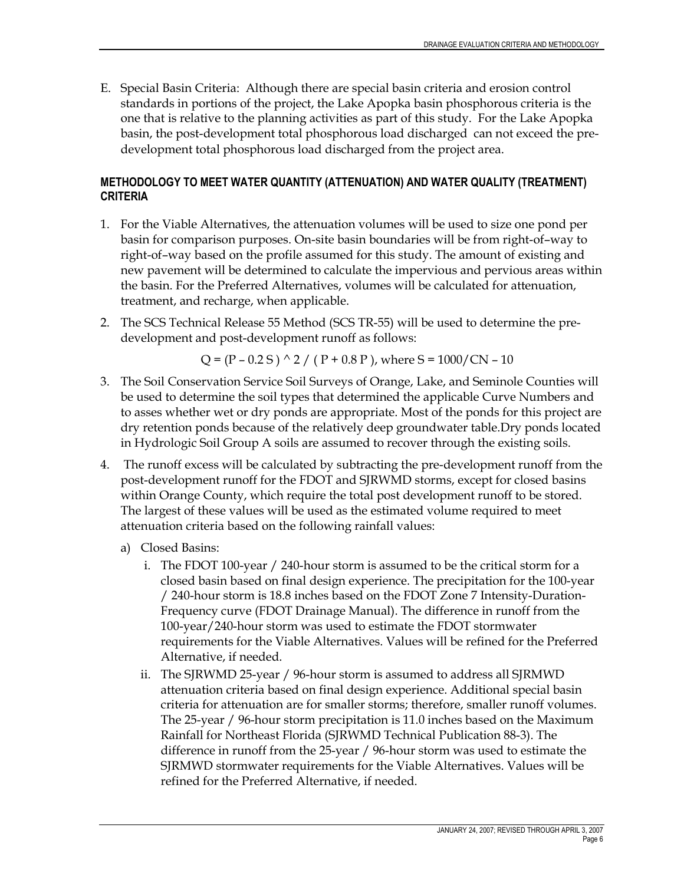E. Special Basin Criteria: Although there are special basin criteria and erosion control standards in portions of the project, the Lake Apopka basin phosphorous criteria is the one that is relative to the planning activities as part of this study. For the Lake Apopka basin, the post-development total phosphorous load discharged can not exceed the pre-development total phosphorous load discharged from the project area.

**METHODOLOGY TO MEET WATER QUANTITY (ATTENUATION) AND WATER QUALITY (TREATMENT) CRITERIA**

1. For the Viable Alternatives, the attenuation volumes will be used to size one pond per basin for comparison purposes. On-site basin boundaries will be from right-of–way to right-of–way based on the profile assumed for this study. The amount of existing and new pavement will be determined to calculate the impervious and pervious areas within the basin. For the Preferred Alternatives, volumes will be calculated for attenuation, treatment, and recharge, when applicable.

2. The SCS Technical Release 55 Method (SCS TR-55) will be used to determine the pre-development and post-development runoff as follows:

   $$Q = (P – 0.2 S) ^ 2 / (P + 0.8 P), \text{ where } S = 1000/CN – 10$$

3. The Soil Conservation Service Soil Surveys of Orange, Lake, and Seminole Counties will be used to determine the soil types that determined the applicable Curve Numbers and to asses whether wet or dry ponds are appropriate. Most of the ponds for this project are dry retention ponds because of the relatively deep groundwater table.Dry ponds located in Hydrologic Soil Group A soils are assumed to recover through the existing soils.

4. The runoff excess will be calculated by subtracting the pre-development runoff from the post-development runoff for the FDOT and SJRWMD storms, except for closed basins within Orange County, which require the total post development runoff to be stored. The largest of these values will be used as the estimated volume required to meet attenuation criteria based on the following rainfall values:

   a) Closed Basins:

      i. The FDOT 100-year / 240-hour storm is assumed to be the critical storm for a closed basin based on final design experience. The precipitation for the 100-year / 240-hour storm is 18.8 inches based on the FDOT Zone 7 Intensity-Duration-Frequency curve (FDOT Drainage Manual). The difference in runoff from the 100-year/240-hour storm was used to estimate the FDOT stormwater requirements for the Viable Alternatives. Values will be refined for the Preferred Alternative, if needed.

      ii. The SJRWMD 25-year / 96-hour storm is assumed to address all SJRMWD attenuation criteria based on final design experience. Additional special basin criteria for attenuation are for smaller storms; therefore, smaller runoff volumes. The 25-year / 96-hour storm precipitation is 11.0 inches based on the Maximum Rainfall for Northeast Florida (SJRWMD Technical Publication 88-3). The difference in runoff from the 25-year / 96-hour storm was used to estimate the SJRMWD stormwater requirements for the Viable Alternatives. Values will be refined for the Preferred Alternative, if needed.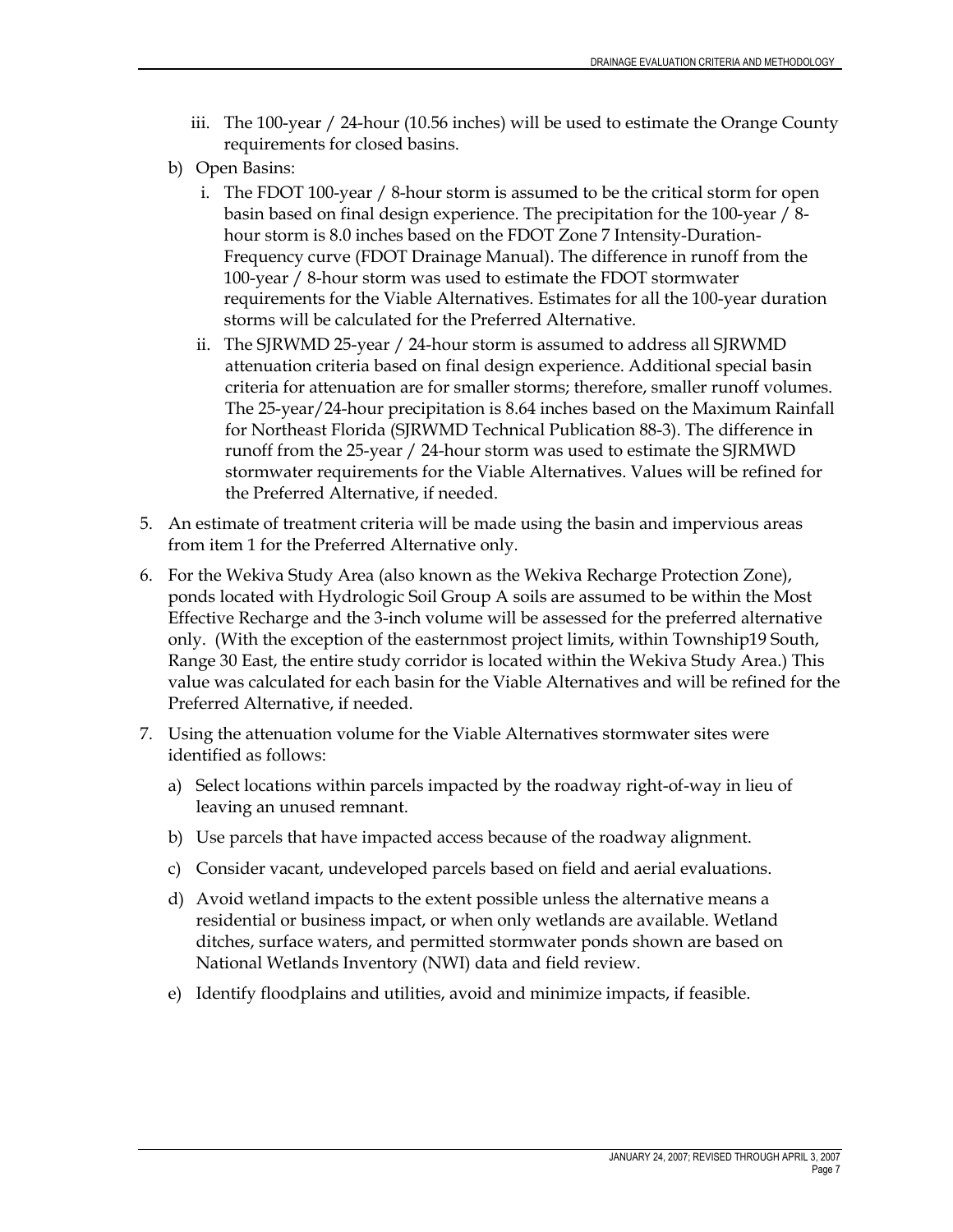iii. The 100-year / 24-hour (10.56 inches) will be used to estimate the Orange County requirements for closed basins.

   b) Open Basins:

      i. The FDOT 100-year / 8-hour storm is assumed to be the critical storm for open basin based on final design experience. The precipitation for the 100-year / 8-hour storm is 8.0 inches based on the FDOT Zone 7 Intensity-Duration-Frequency curve (FDOT Drainage Manual). The difference in runoff from the 100-year / 8-hour storm was used to estimate the FDOT stormwater requirements for the Viable Alternatives. Estimates for all the 100-year duration storms will be calculated for the Preferred Alternative.

      ii. The SJRWMD 25-year / 24-hour storm is assumed to address all SJRWMD attenuation criteria based on final design experience. Additional special basin criteria for attenuation are for smaller storms; therefore, smaller runoff volumes. The 25-year/24-hour precipitation is 8.64 inches based on the Maximum Rainfall for Northeast Florida (SJRWMD Technical Publication 88-3). The difference in runoff from the 25-year / 24-hour storm was used to estimate the SJRMWD stormwater requirements for the Viable Alternatives. Values will be refined for the Preferred Alternative, if needed.

5. An estimate of treatment criteria will be made using the basin and impervious areas from item 1 for the Preferred Alternative only.

6. For the Wekiva Study Area (also known as the Wekiva Recharge Protection Zone), ponds located with Hydrologic Soil Group A soils are assumed to be within the Most Effective Recharge and the 3-inch volume will be assessed for the preferred alternative only. (With the exception of the easternmost project limits, within Township19 South, Range 30 East, the entire study corridor is located within the Wekiva Study Area.) This value was calculated for each basin for the Viable Alternatives and will be refined for the Preferred Alternative, if needed.

7. Using the attenuation volume for the Viable Alternatives stormwater sites were identified as follows:

   a) Select locations within parcels impacted by the roadway right-of-way in lieu of leaving an unused remnant.

   b) Use parcels that have impacted access because of the roadway alignment.

   c) Consider vacant, undeveloped parcels based on field and aerial evaluations.

   d) Avoid wetland impacts to the extent possible unless the alternative means a residential or business impact, or when only wetlands are available. Wetland ditches, surface waters, and permitted stormwater ponds shown are based on National Wetlands Inventory (NWI) data and field review.

   e) Identify floodplains and utilities, avoid and minimize impacts, if feasible.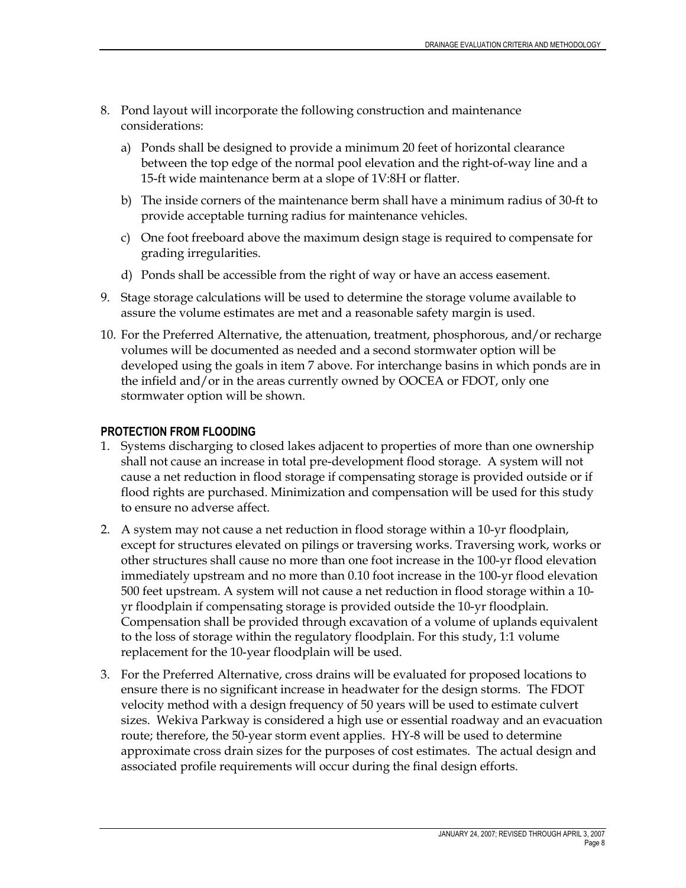8. Pond layout will incorporate the following construction and maintenance considerations:

   a) Ponds shall be designed to provide a minimum 20 feet of horizontal clearance between the top edge of the normal pool elevation and the right-of-way line and a 15-ft wide maintenance berm at a slope of 1V:8H or flatter.

   b) The inside corners of the maintenance berm shall have a minimum radius of 30-ft to provide acceptable turning radius for maintenance vehicles.

   c) One foot freeboard above the maximum design stage is required to compensate for grading irregularities.

   d) Ponds shall be accessible from the right of way or have an access easement.

9. Stage storage calculations will be used to determine the storage volume available to assure the volume estimates are met and a reasonable safety margin is used.

10. For the Preferred Alternative, the attenuation, treatment, phosphorous, and/or recharge volumes will be documented as needed and a second stormwater option will be developed using the goals in item 7 above. For interchange basins in which ponds are in the infield and/or in the areas currently owned by OOCEA or FDOT, only one stormwater option will be shown.

## PROTECTION FROM FLOODING

1. Systems discharging to closed lakes adjacent to properties of more than one ownership shall not cause an increase in total pre-development flood storage. A system will not cause a net reduction in flood storage if compensating storage is provided outside or if flood rights are purchased. Minimization and compensation will be used for this study to ensure no adverse affect.

2. A system may not cause a net reduction in flood storage within a 10-yr floodplain, except for structures elevated on pilings or traversing works. Traversing work, works or other structures shall cause no more than one foot increase in the 100-yr flood elevation immediately upstream and no more than 0.10 foot increase in the 100-yr flood elevation 500 feet upstream. A system will not cause a net reduction in flood storage within a 10-yr floodplain if compensating storage is provided outside the 10-yr floodplain. Compensation shall be provided through excavation of a volume of uplands equivalent to the loss of storage within the regulatory floodplain. For this study, 1:1 volume replacement for the 10-year floodplain will be used.

3. For the Preferred Alternative, cross drains will be evaluated for proposed locations to ensure there is no significant increase in headwater for the design storms. The FDOT velocity method with a design frequency of 50 years will be used to estimate culvert sizes. Wekiva Parkway is considered a high use or essential roadway and an evacuation route; therefore, the 50-year storm event applies. HY-8 will be used to determine approximate cross drain sizes for the purposes of cost estimates. The actual design and associated profile requirements will occur during the final design efforts.